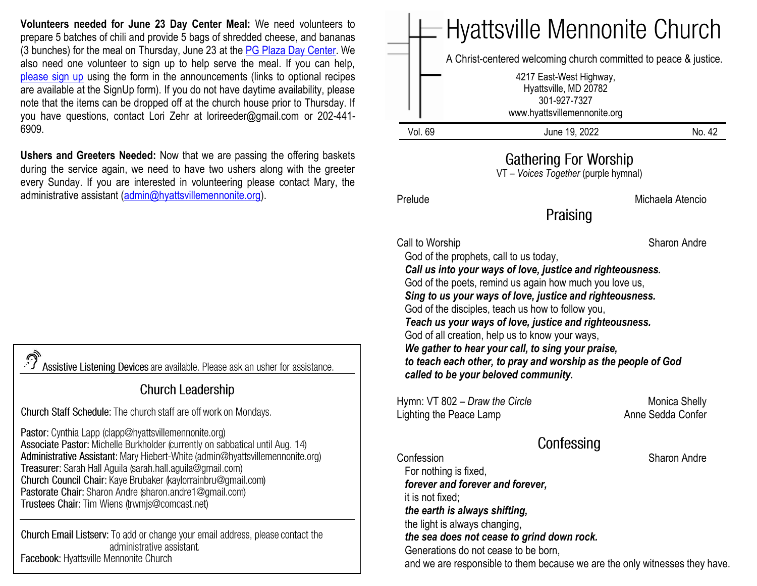**Volunteers needed for June 23 Day Center Meal:** We need volunteers to prepare 5 batches of chili and provide 5 bags of shredded cheese, and bananas (3 bunches) for the meal on Thursday, June 23 at the PG Plaza Day Center. We also need one volunteer to sign up to help serve the meal. If you can help, please sign up using the form in the announcements (links to optional recipes are available at the SignUp form). If you do not have daytime availability, please note that the items can be dropped off at the church house prior to Thursday. If you have questions, contact Lori Zehr at lorireeder@gmail.com or 202-441-6909.

**Ushers and Greeters Needed:** Now that we are passing the offering baskets during the service again, we need to have two ushers along with the greeter every Sunday. If you are interested in volunteering please contact Mary, the administrative assistant (admin@hyattsvillemennonite.org).

Assistive Listening Devices are available. Please ask an usher for assistance.

## Church Leadership

Church Staff Schedule: The church staff are off work on Mondays.

Pastor: Cynthia Lapp (clapp@hyattsvillemennonite.org)
Associate Pastor: Michelle Burkholder (currently on sabbatical until Aug. 14)
Administrative Assistant: Mary Hiebert-White (admin@hyattsvillemennonite.org)
Treasurer: Sarah Hall Aguila (sarah.hall.aguila@gmail.com)
Church Council Chair: Kaye Brubaker (kaylorrainbru@gmail.com)
Pastorate Chair: Sharon Andre (sharon.andre1@gmail.com)
Trustees Chair: Tim Wiens (trwmjs@comcast.net)

Church Email Listserv: To add or change your email address, please contact the administrative assistant.
Facebook: Hyattsville Mennonite Church

# Hyattsville Mennonite Church

A Christ-centered welcoming church committed to peace & justice.

4217 East-West Highway,
Hyattsville, MD 20782
301-927-7327
www.hyattsvillemennonite.org

Vol. 69 | June 19, 2022 | No. 42

## Gathering For Worship

VT – *Voices Together* (purple hymnal)

Prelude — Michaela Atencio

## Praising

Call to Worship — Sharon Andre

God of the prophets, call to us today,
***Call us into your ways of love, justice and righteousness.***
God of the poets, remind us again how much you love us,
***Sing to us your ways of love, justice and righteousness.***
God of the disciples, teach us how to follow you,
***Teach us your ways of love, justice and righteousness.***
God of all creation, help us to know your ways,
***We gather to hear your call, to sing your praise,***
***to teach each other, to pray and worship as the people of God***
***called to be your beloved community.***

Hymn: VT 802 – *Draw the Circle* — Monica Shelly
Lighting the Peace Lamp — Anne Sedda Confer

## Confessing

Confession — Sharon Andre

For nothing is fixed,
***forever and forever and forever,***
it is not fixed;
***the earth is always shifting,***
the light is always changing,
***the sea does not cease to grind down rock.***
Generations do not cease to be born,
and we are responsible to them because we are the only witnesses they have.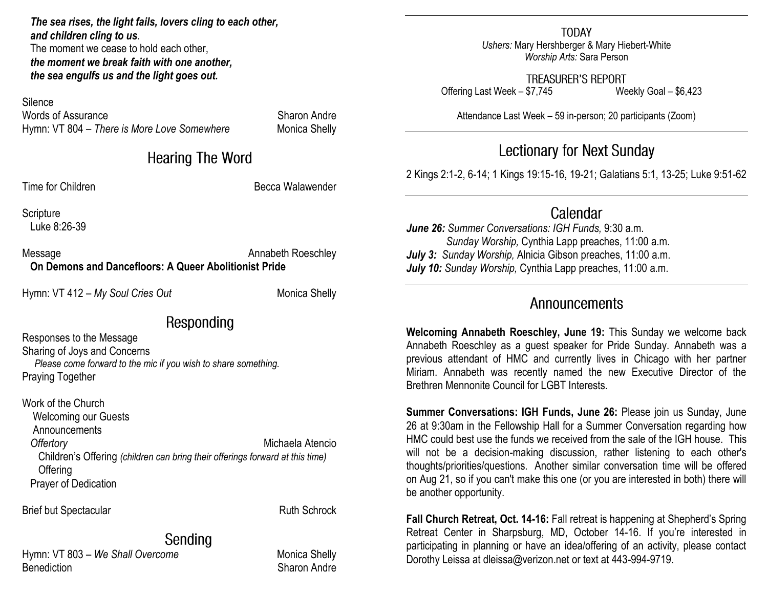***The sea rises, the light fails, lovers cling to each other,***
***and children cling to us*.**
The moment we cease to hold each other,
***the moment we break faith with one another,***
***the sea engulfs us and the light goes out.***

Silence
Words of Assurance — Sharon Andre
Hymn: VT 804 – *There is More Love Somewhere* — Monica Shelly

## Hearing The Word

Time for Children — Becca Walawender

Scripture
Luke 8:26-39

Message — Annabeth Roeschley
**On Demons and Dancefloors: A Queer Abolitionist Pride**

Hymn: VT 412 – *My Soul Cries Out* — Monica Shelly

## Responding

Responses to the Message
Sharing of Joys and Concerns
*Please come forward to the mic if you wish to share something.*
Praying Together

Work of the Church
Welcoming our Guests
Announcements
*Offertory* — Michaela Atencio
Children's Offering *(children can bring their offerings forward at this time)*
Offering
Prayer of Dedication

Brief but Spectacular — Ruth Schrock

## Sending

Hymn: VT 803 – *We Shall Overcome* — Monica Shelly
Benediction — Sharon Andre

---

TODAY
*Ushers:* Mary Hershberger & Mary Hiebert-White
*Worship Arts:* Sara Person

TREASURER'S REPORT
Offering Last Week – $7,745 — Weekly Goal – $6,423

Attendance Last Week – 59 in-person; 20 participants (Zoom)

## Lectionary for Next Sunday

2 Kings 2:1-2, 6-14; 1 Kings 19:15-16, 19-21; Galatians 5:1, 13-25; Luke 9:51-62

## Calendar

***June 26:*** *Summer Conversations: IGH Funds,* 9:30 a.m.
*Sunday Worship,* Cynthia Lapp preaches, 11:00 a.m.
***July 3:*** *Sunday Worship,* Alnicia Gibson preaches, 11:00 a.m.
***July 10:*** *Sunday Worship,* Cynthia Lapp preaches, 11:00 a.m.

## Announcements

**Welcoming Annabeth Roeschley, June 19:** This Sunday we welcome back Annabeth Roeschley as a guest speaker for Pride Sunday. Annabeth was a previous attendant of HMC and currently lives in Chicago with her partner Miriam. Annabeth was recently named the new Executive Director of the Brethren Mennonite Council for LGBT Interests.

**Summer Conversations: IGH Funds, June 26:** Please join us Sunday, June 26 at 9:30am in the Fellowship Hall for a Summer Conversation regarding how HMC could best use the funds we received from the sale of the IGH house. This will not be a decision-making discussion, rather listening to each other's thoughts/priorities/questions. Another similar conversation time will be offered on Aug 21, so if you can't make this one (or you are interested in both) there will be another opportunity.

**Fall Church Retreat, Oct. 14-16:** Fall retreat is happening at Shepherd's Spring Retreat Center in Sharpsburg, MD, October 14-16. If you're interested in participating in planning or have an idea/offering of an activity, please contact Dorothy Leissa at dleissa@verizon.net or text at 443-994-9719.